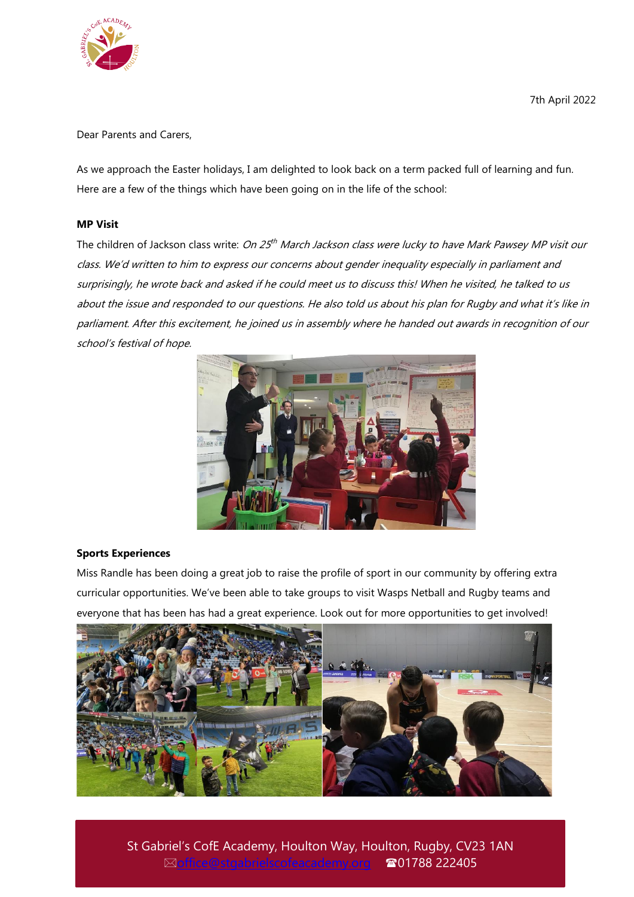7th April 2022

Dear Parents and Carers,

As we approach the Easter holidays, I am delighted to look back on a term packed full of learning and fun. Here are a few of the things which have been going on in the life of the school:

**MP Visit**

The children of Jackson class write: *On 25th March Jackson class were lucky to have Mark Pawsey MP visit our class. We'd written to him to express our concerns about gender inequality especially in parliament and surprisingly, he wrote back and asked if he could meet us to discuss this! When he visited, he talked to us about the issue and responded to our questions. He also told us about his plan for Rugby and what it's like in parliament. After this excitement, he joined us in assembly where he handed out awards in recognition of our school's festival of hope.*

**Sports Experiences**

Miss Randle has been doing a great job to raise the profile of sport in our community by offering extra curricular opportunities. We've been able to take groups to visit Wasps Netball and Rugby teams and everyone that has been has had a great experience. Look out for more opportunities to get involved!

St Gabriel's CofE Academy, Houlton Way, Houlton, Rugby, CV23 1AN
office@stgabrielscofeacademy.org ☎01788 222405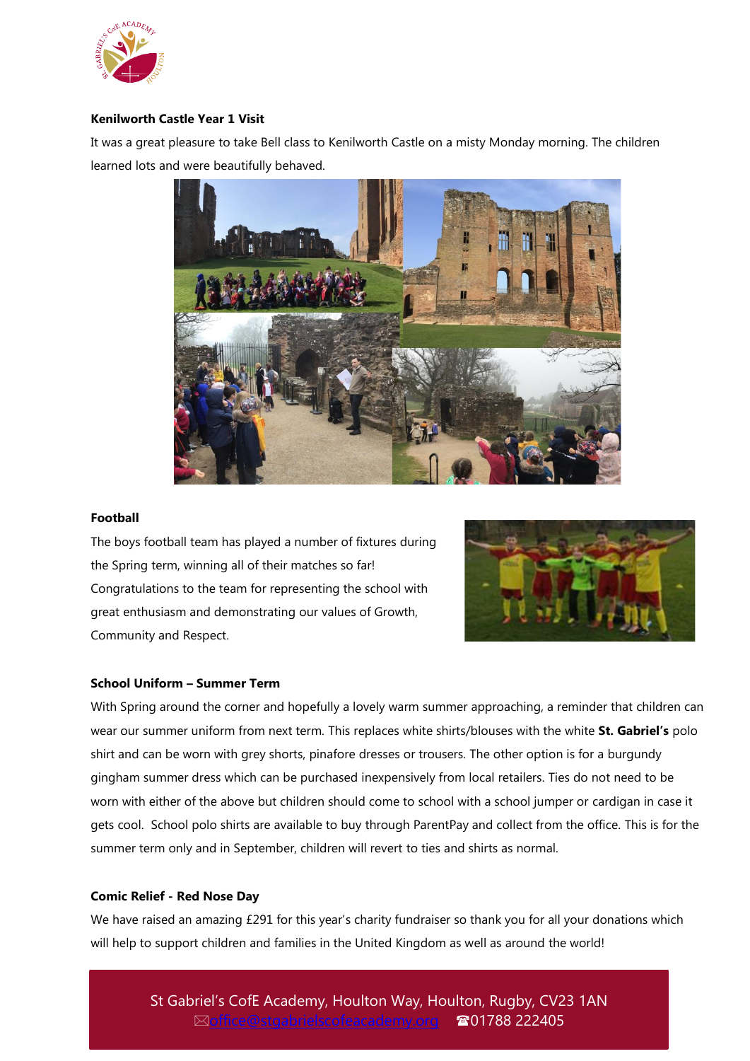**Kenilworth Castle Year 1 Visit**

It was a great pleasure to take Bell class to Kenilworth Castle on a misty Monday morning. The children learned lots and were beautifully behaved.

**Football**

The boys football team has played a number of fixtures during the Spring term, winning all of their matches so far! Congratulations to the team for representing the school with great enthusiasm and demonstrating our values of Growth, Community and Respect.

**School Uniform – Summer Term**

With Spring around the corner and hopefully a lovely warm summer approaching, a reminder that children can wear our summer uniform from next term. This replaces white shirts/blouses with the white **St. Gabriel's** polo shirt and can be worn with grey shorts, pinafore dresses or trousers. The other option is for a burgundy gingham summer dress which can be purchased inexpensively from local retailers. Ties do not need to be worn with either of the above but children should come to school with a school jumper or cardigan in case it gets cool. School polo shirts are available to buy through ParentPay and collect from the office. This is for the summer term only and in September, children will revert to ties and shirts as normal.

**Comic Relief - Red Nose Day**

We have raised an amazing £291 for this year's charity fundraiser so thank you for all your donations which will help to support children and families in the United Kingdom as well as around the world!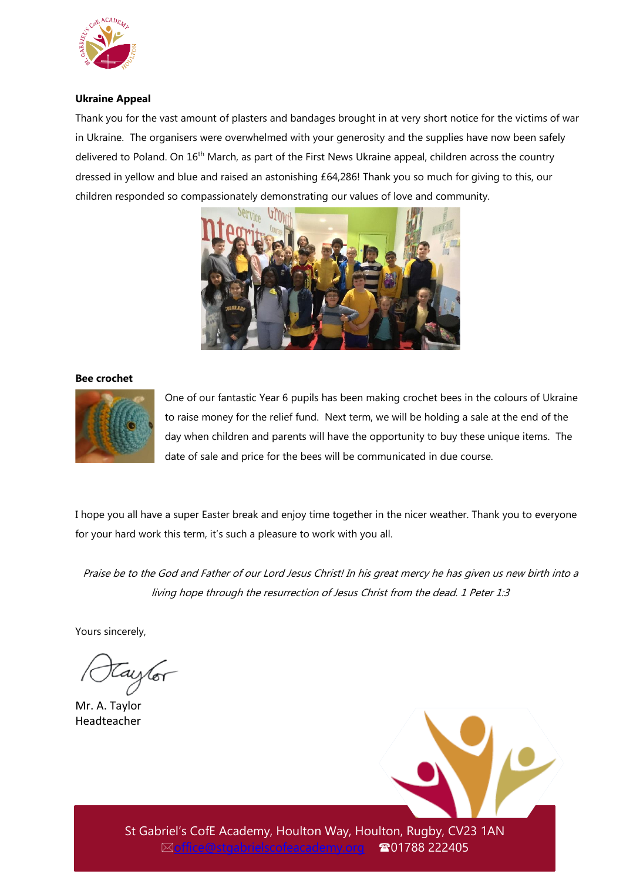**Ukraine Appeal**

Thank you for the vast amount of plasters and bandages brought in at very short notice for the victims of war in Ukraine. The organisers were overwhelmed with your generosity and the supplies have now been safely delivered to Poland. On 16th March, as part of the First News Ukraine appeal, children across the country dressed in yellow and blue and raised an astonishing £64,286! Thank you so much for giving to this, our children responded so compassionately demonstrating our values of love and community.

**Bee crochet**

One of our fantastic Year 6 pupils has been making crochet bees in the colours of Ukraine to raise money for the relief fund. Next term, we will be holding a sale at the end of the day when children and parents will have the opportunity to buy these unique items. The date of sale and price for the bees will be communicated in due course.

I hope you all have a super Easter break and enjoy time together in the nicer weather. Thank you to everyone for your hard work this term, it's such a pleasure to work with you all.

*Praise be to the God and Father of our Lord Jesus Christ! In his great mercy he has given us new birth into a living hope through the resurrection of Jesus Christ from the dead. 1 Peter 1:3*

Yours sincerely,

Mr. A. Taylor
Headteacher

St Gabriel's CofE Academy, Houlton Way, Houlton, Rugby, CV23 1AN
office@stgabrielscofeacademy.org ☎01788 222405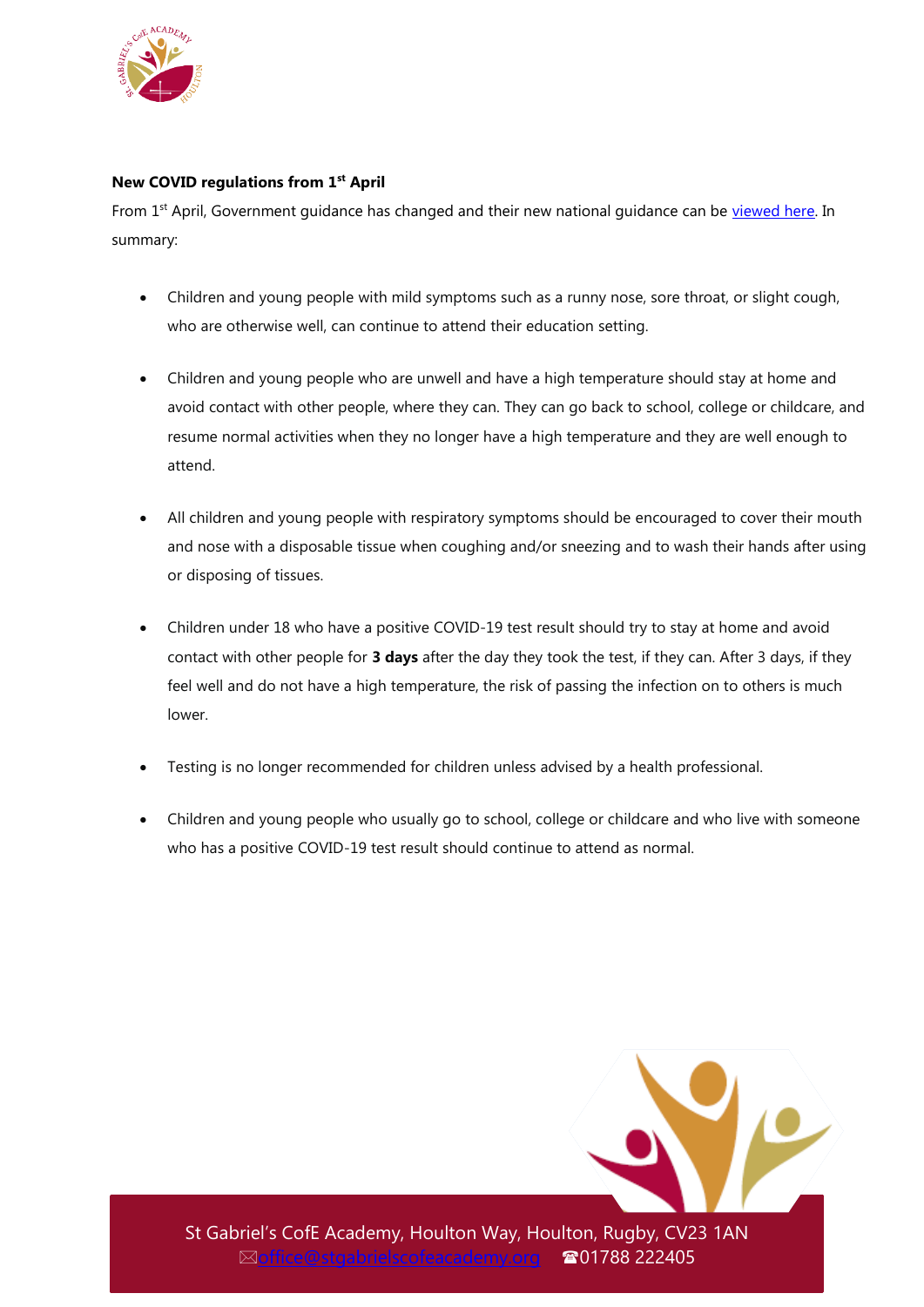**New COVID regulations from 1st April**

From 1st April, Government guidance has changed and their new national guidance can be viewed here. In summary:

- Children and young people with mild symptoms such as a runny nose, sore throat, or slight cough, who are otherwise well, can continue to attend their education setting.

- Children and young people who are unwell and have a high temperature should stay at home and avoid contact with other people, where they can. They can go back to school, college or childcare, and resume normal activities when they no longer have a high temperature and they are well enough to attend.

- All children and young people with respiratory symptoms should be encouraged to cover their mouth and nose with a disposable tissue when coughing and/or sneezing and to wash their hands after using or disposing of tissues.

- Children under 18 who have a positive COVID-19 test result should try to stay at home and avoid contact with other people for **3 days** after the day they took the test, if they can. After 3 days, if they feel well and do not have a high temperature, the risk of passing the infection on to others is much lower.

- Testing is no longer recommended for children unless advised by a health professional.

- Children and young people who usually go to school, college or childcare and who live with someone who has a positive COVID-19 test result should continue to attend as normal.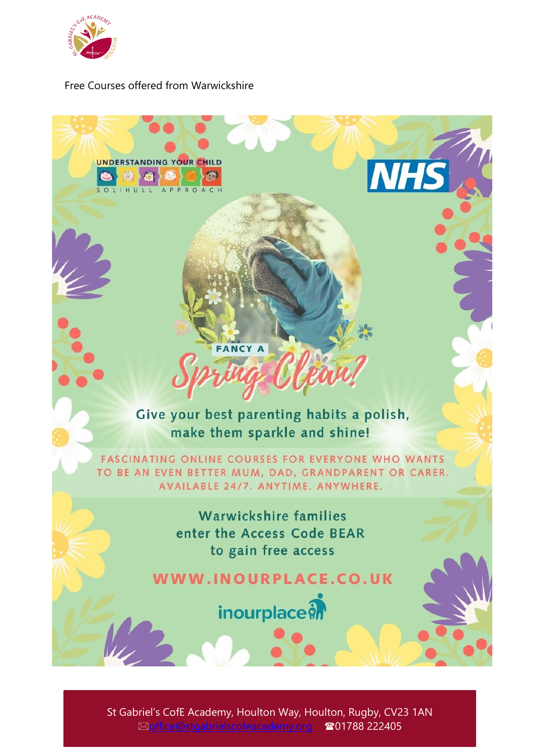Free Courses offered from Warwickshire

UNDERSTANDING YOUR CHILD

SOLIHULL APPROACH

NHS

FANCY A

Spring Clean?

Give your best parenting habits a polish, make them sparkle and shine!

FASCINATING ONLINE COURSES FOR EVERYONE WHO WANTS TO BE AN EVEN BETTER MUM, DAD, GRANDPARENT OR CARER. AVAILABLE 24/7. ANYTIME. ANYWHERE.

Warwickshire families enter the Access Code BEAR to gain free access

WWW.INOURPLACE.CO.UK

inourplace

St Gabriel's CofE Academy, Houlton Way, Houlton, Rugby, CV23 1AN
✉office@stgabrielscofeacademy.org ☎01788 222405